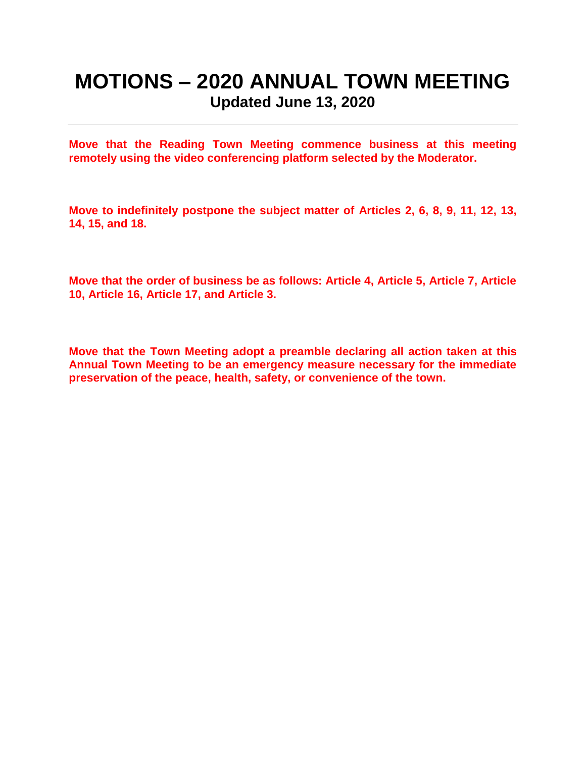# MOTIONS – 2020 ANNUAL TOWN MEETING

## Updated June 13, 2020

---

**Move that the Reading Town Meeting commence business at this meeting remotely using the video conferencing platform selected by the Moderator.**

**Move to indefinitely postpone the subject matter of Articles 2, 6, 8, 9, 11, 12, 13, 14, 15, and 18.**

**Move that the order of business be as follows: Article 4, Article 5, Article 7, Article 10, Article 16, Article 17, and Article 3.**

**Move that the Town Meeting adopt a preamble declaring all action taken at this Annual Town Meeting to be an emergency measure necessary for the immediate preservation of the peace, health, safety, or convenience of the town.**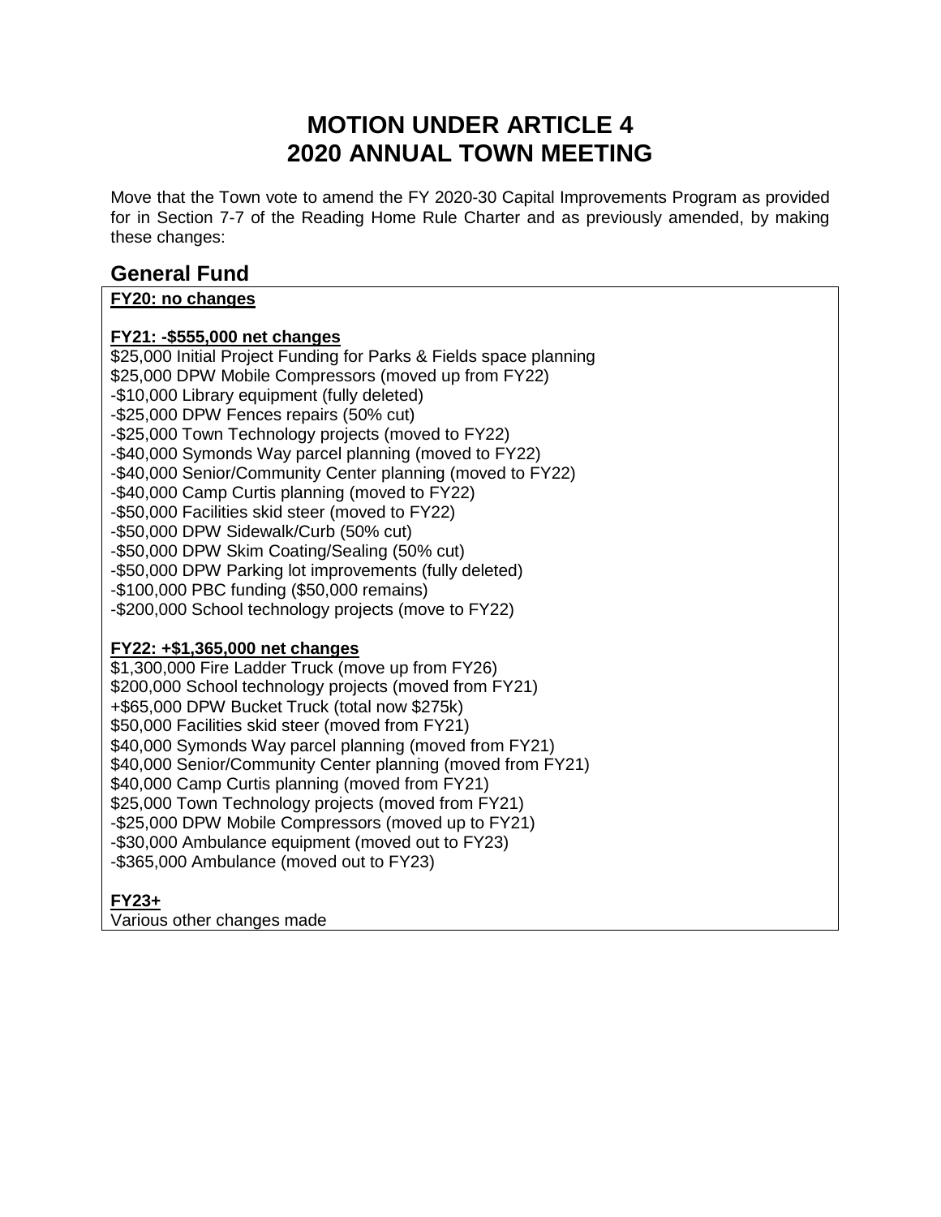# MOTION UNDER ARTICLE 4
# 2020 ANNUAL TOWN MEETING

Move that the Town vote to amend the FY 2020-30 Capital Improvements Program as provided for in Section 7-7 of the Reading Home Rule Charter and as previously amended, by making these changes:

## General Fund

**FY20: no changes**

**FY21: -$555,000 net changes**

$25,000 Initial Project Funding for Parks & Fields space planning
$25,000 DPW Mobile Compressors (moved up from FY22)
-$10,000 Library equipment (fully deleted)
-$25,000 DPW Fences repairs (50% cut)
-$25,000 Town Technology projects (moved to FY22)
-$40,000 Symonds Way parcel planning (moved to FY22)
-$40,000 Senior/Community Center planning (moved to FY22)
-$40,000 Camp Curtis planning (moved to FY22)
-$50,000 Facilities skid steer (moved to FY22)
-$50,000 DPW Sidewalk/Curb (50% cut)
-$50,000 DPW Skim Coating/Sealing (50% cut)
-$50,000 DPW Parking lot improvements (fully deleted)
-$100,000 PBC funding ($50,000 remains)
-$200,000 School technology projects (move to FY22)

**FY22: +$1,365,000 net changes**

$1,300,000 Fire Ladder Truck (move up from FY26)
$200,000 School technology projects (moved from FY21)
+$65,000 DPW Bucket Truck (total now $275k)
$50,000 Facilities skid steer (moved from FY21)
$40,000 Symonds Way parcel planning (moved from FY21)
$40,000 Senior/Community Center planning (moved from FY21)
$40,000 Camp Curtis planning (moved from FY21)
$25,000 Town Technology projects (moved from FY21)
-$25,000 DPW Mobile Compressors (moved up to FY21)
-$30,000 Ambulance equipment (moved out to FY23)
-$365,000 Ambulance (moved out to FY23)

**FY23+**

Various other changes made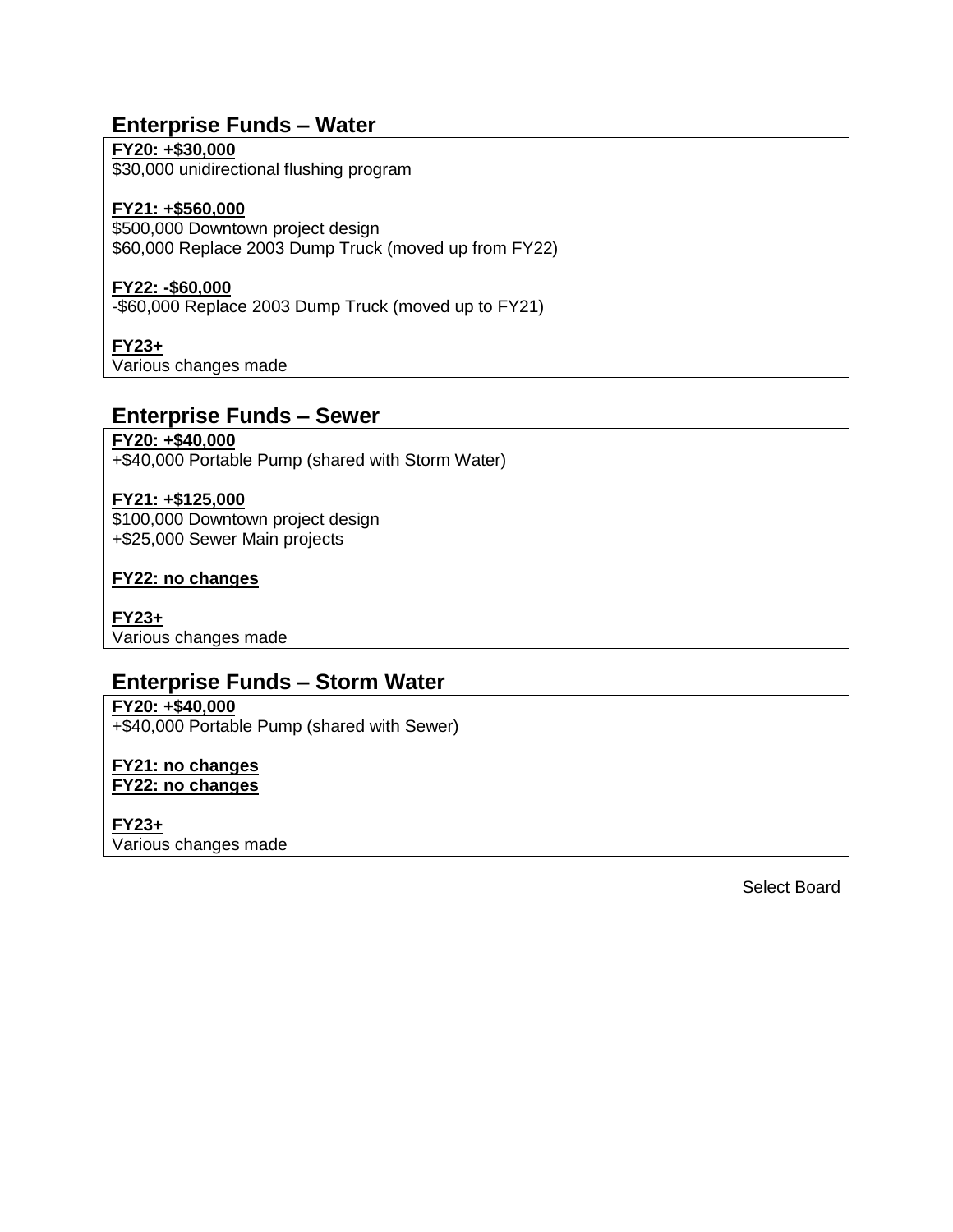## Enterprise Funds – Water

**FY20: +$30,000**
$30,000 unidirectional flushing program

**FY21: +$560,000**
$500,000 Downtown project design
$60,000 Replace 2003 Dump Truck (moved up from FY22)

**FY22: -$60,000**
-$60,000 Replace 2003 Dump Truck (moved up to FY21)

**FY23+**
Various changes made

## Enterprise Funds – Sewer

**FY20: +$40,000**
+$40,000 Portable Pump (shared with Storm Water)

**FY21: +$125,000**
$100,000 Downtown project design
+$25,000 Sewer Main projects

**FY22: no changes**

**FY23+**
Various changes made

## Enterprise Funds – Storm Water

**FY20: +$40,000**
+$40,000 Portable Pump (shared with Sewer)

**FY21: no changes**
**FY22: no changes**

**FY23+**
Various changes made

Select Board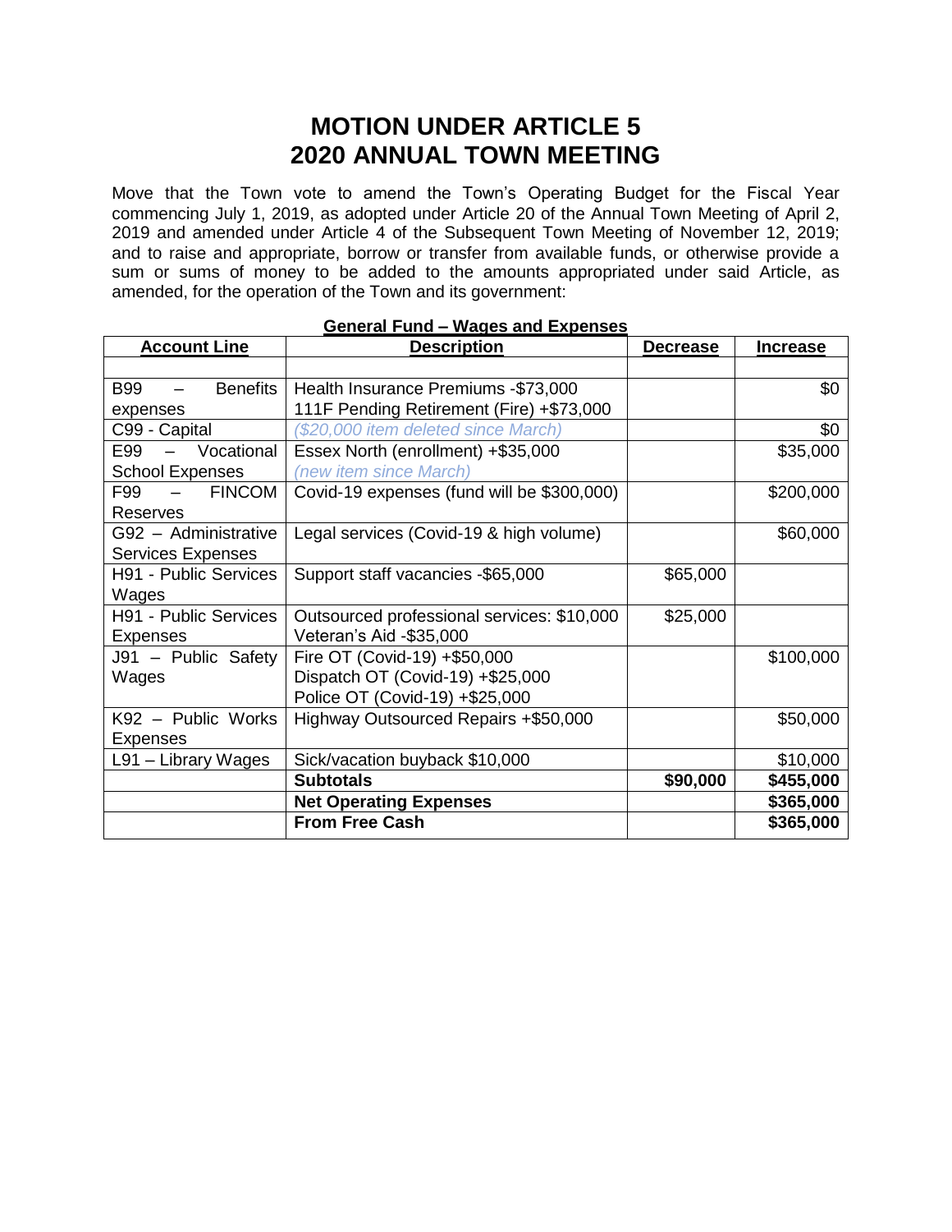# MOTION UNDER ARTICLE 5
# 2020 ANNUAL TOWN MEETING

Move that the Town vote to amend the Town's Operating Budget for the Fiscal Year commencing July 1, 2019, as adopted under Article 20 of the Annual Town Meeting of April 2, 2019 and amended under Article 4 of the Subsequent Town Meeting of November 12, 2019; and to raise and appropriate, borrow or transfer from available funds, or otherwise provide a sum or sums of money to be added to the amounts appropriated under said Article, as amended, for the operation of the Town and its government:

**General Fund – Wages and Expenses**

| Account Line | Description | Decrease | Increase |
|---|---|---|---|
| | | | |
| B99 – Benefits expenses | Health Insurance Premiums -$73,000<br>111F Pending Retirement (Fire) +$73,000 | | $0 |
| C99 - Capital | *($20,000 item deleted since March)* | | $0 |
| E99 – Vocational School Expenses | Essex North (enrollment) +$35,000<br>*(new item since March)* | | $35,000 |
| F99 – FINCOM Reserves | Covid-19 expenses (fund will be $300,000) | | $200,000 |
| G92 – Administrative Services Expenses | Legal services (Covid-19 & high volume) | | $60,000 |
| H91 - Public Services Wages | Support staff vacancies -$65,000 | $65,000 | |
| H91 - Public Services Expenses | Outsourced professional services: $10,000<br>Veteran's Aid -$35,000 | $25,000 | |
| J91 – Public Safety Wages | Fire OT (Covid-19) +$50,000<br>Dispatch OT (Covid-19) +$25,000<br>Police OT (Covid-19) +$25,000 | | $100,000 |
| K92 – Public Works Expenses | Highway Outsourced Repairs +$50,000 | | $50,000 |
| L91 – Library Wages | Sick/vacation buyback $10,000 | | $10,000 |
| | **Subtotals** | **$90,000** | **$455,000** |
| | **Net Operating Expenses** | | **$365,000** |
| | **From Free Cash** | | **$365,000** |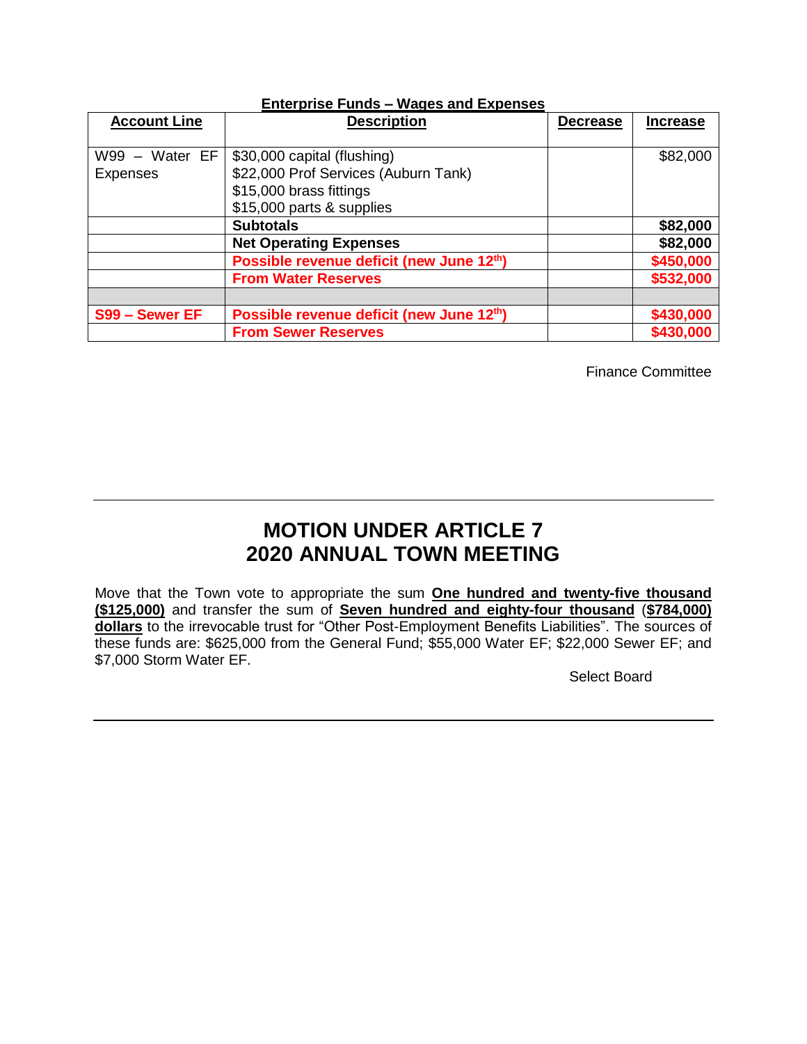**Enterprise Funds – Wages and Expenses**

| **Account Line** | **Description** | **Decrease** | **Increase** |
|---|---|---|---|
| W99 – Water EF Expenses | $30,000 capital (flushing)<br>$22,000 Prof Services (Auburn Tank)<br>$15,000 brass fittings<br>$15,000 parts & supplies | | $82,000 |
| | **Subtotals** | | **$82,000** |
| | **Net Operating Expenses** | | **$82,000** |
| | **Possible revenue deficit (new June 12th)** | | **$450,000** |
| | **From Water Reserves** | | **$532,000** |
| | | | |
| **S99 – Sewer EF** | **Possible revenue deficit (new June 12th)** | | **$430,000** |
| | **From Sewer Reserves** | | **$430,000** |

Finance Committee

---

# MOTION UNDER ARTICLE 7
# 2020 ANNUAL TOWN MEETING

Move that the Town vote to appropriate the sum **One hundred and twenty-five thousand ($125,000)** and transfer the sum of **Seven hundred and eighty-four thousand** (**$784,000) dollars** to the irrevocable trust for "Other Post-Employment Benefits Liabilities". The sources of these funds are: $625,000 from the General Fund; $55,000 Water EF; $22,000 Sewer EF; and $7,000 Storm Water EF.

Select Board

---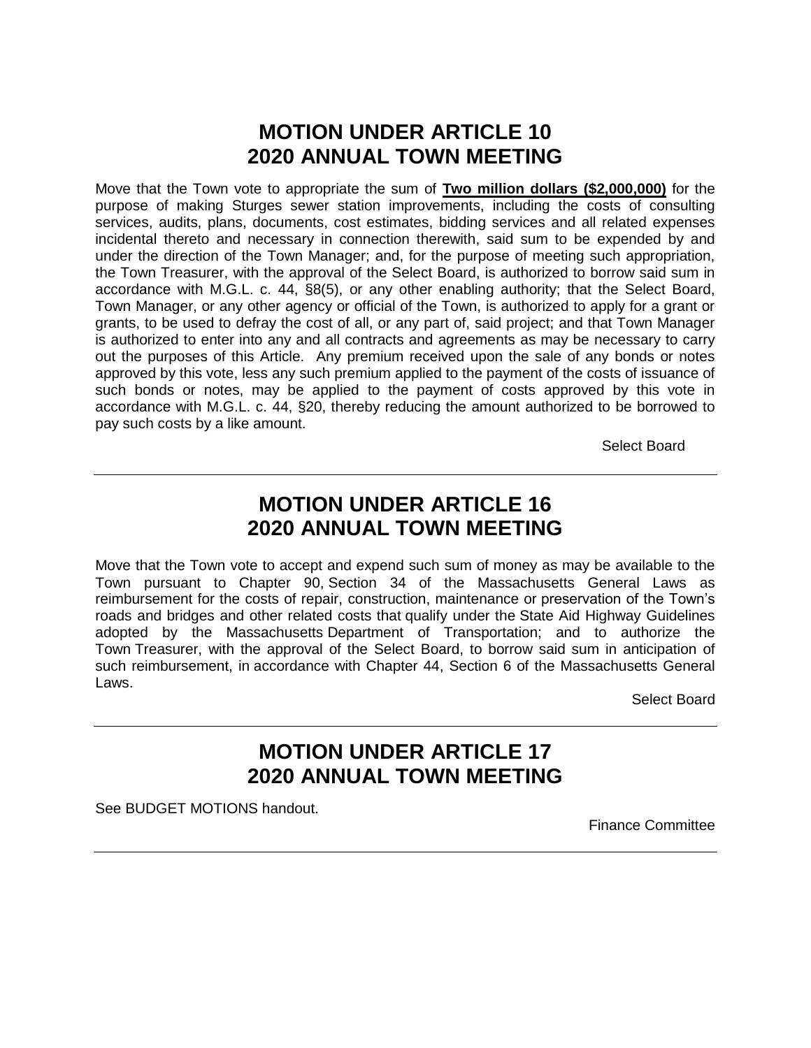# MOTION UNDER ARTICLE 10
# 2020 ANNUAL TOWN MEETING

Move that the Town vote to appropriate the sum of **Two million dollars ($2,000,000)** for the purpose of making Sturges sewer station improvements, including the costs of consulting services, audits, plans, documents, cost estimates, bidding services and all related expenses incidental thereto and necessary in connection therewith, said sum to be expended by and under the direction of the Town Manager; and, for the purpose of meeting such appropriation, the Town Treasurer, with the approval of the Select Board, is authorized to borrow said sum in accordance with M.G.L. c. 44, §8(5), or any other enabling authority; that the Select Board, Town Manager, or any other agency or official of the Town, is authorized to apply for a grant or grants, to be used to defray the cost of all, or any part of, said project; and that Town Manager is authorized to enter into any and all contracts and agreements as may be necessary to carry out the purposes of this Article. Any premium received upon the sale of any bonds or notes approved by this vote, less any such premium applied to the payment of the costs of issuance of such bonds or notes, may be applied to the payment of costs approved by this vote in accordance with M.G.L. c. 44, §20, thereby reducing the amount authorized to be borrowed to pay such costs by a like amount.

Select Board

---

# MOTION UNDER ARTICLE 16
# 2020 ANNUAL TOWN MEETING

Move that the Town vote to accept and expend such sum of money as may be available to the Town pursuant to Chapter 90, Section 34 of the Massachusetts General Laws as reimbursement for the costs of repair, construction, maintenance or preservation of the Town's roads and bridges and other related costs that qualify under the State Aid Highway Guidelines adopted by the Massachusetts Department of Transportation; and to authorize the Town Treasurer, with the approval of the Select Board, to borrow said sum in anticipation of such reimbursement, in accordance with Chapter 44, Section 6 of the Massachusetts General Laws.

Select Board

---

# MOTION UNDER ARTICLE 17
# 2020 ANNUAL TOWN MEETING

See BUDGET MOTIONS handout.

Finance Committee

---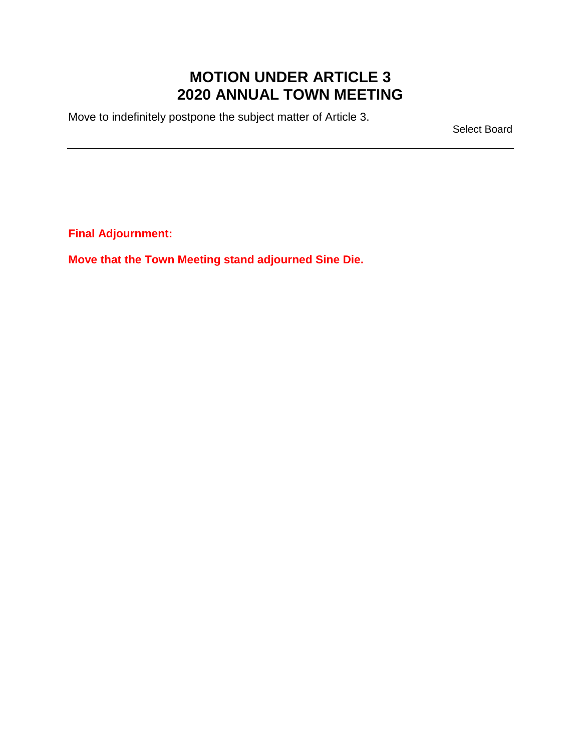# MOTION UNDER ARTICLE 3
# 2020 ANNUAL TOWN MEETING

Move to indefinitely postpone the subject matter of Article 3.

Select Board

---

**Final Adjournment:**

**Move that the Town Meeting stand adjourned Sine Die.**